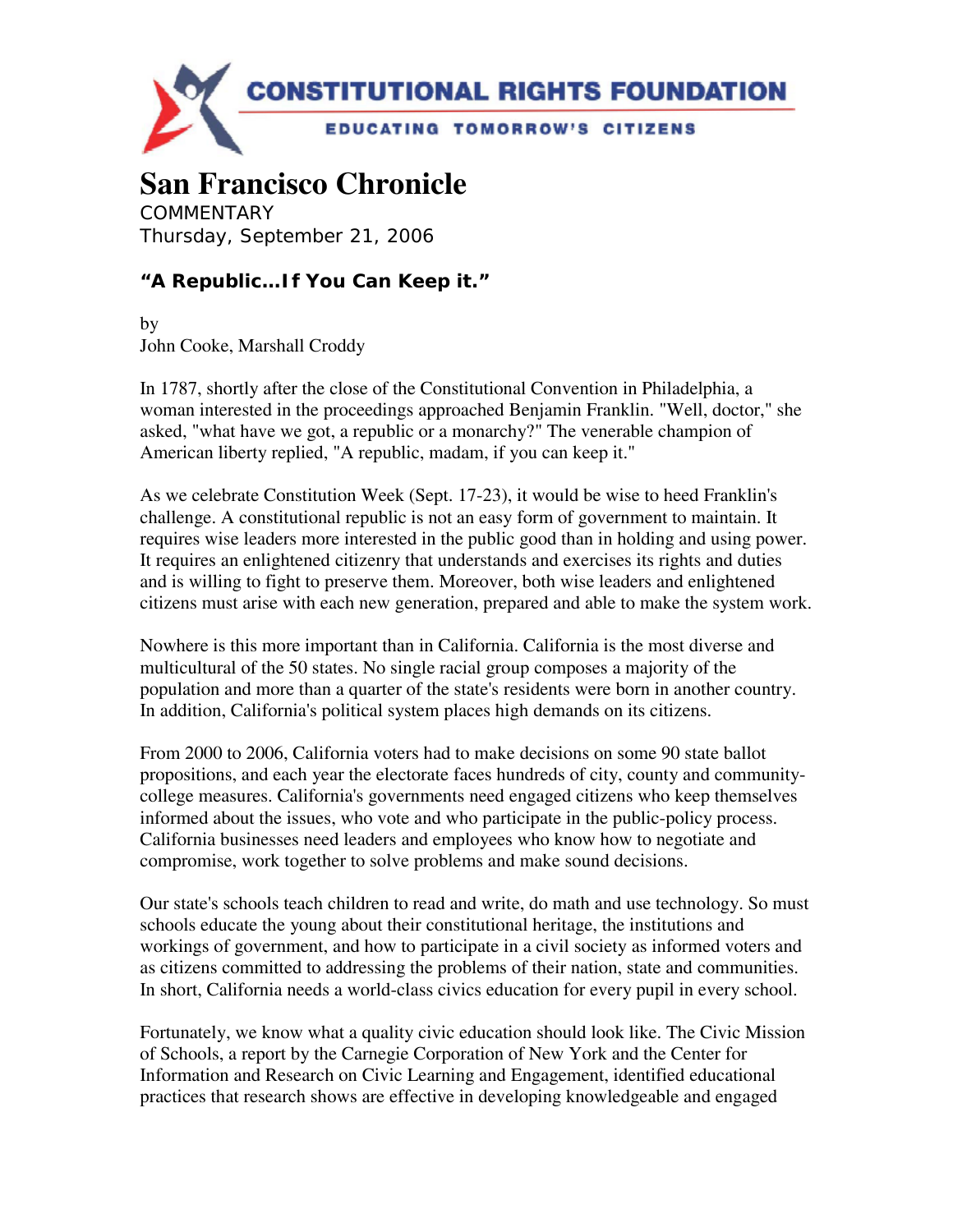**CONSTITUTIONAL RIGHTS FOUNDATION**

EDUCATING TOMORROW'S CITIZENS

# San Francisco Chronicle

COMMENTARY
Thursday, September 21, 2006

### "A Republic…If You Can Keep it."

by
John Cooke, Marshall Croddy

In 1787, shortly after the close of the Constitutional Convention in Philadelphia, a woman interested in the proceedings approached Benjamin Franklin. "Well, doctor," she asked, "what have we got, a republic or a monarchy?" The venerable champion of American liberty replied, "A republic, madam, if you can keep it."

As we celebrate Constitution Week (Sept. 17-23), it would be wise to heed Franklin's challenge. A constitutional republic is not an easy form of government to maintain. It requires wise leaders more interested in the public good than in holding and using power. It requires an enlightened citizenry that understands and exercises its rights and duties and is willing to fight to preserve them. Moreover, both wise leaders and enlightened citizens must arise with each new generation, prepared and able to make the system work.

Nowhere is this more important than in California. California is the most diverse and multicultural of the 50 states. No single racial group composes a majority of the population and more than a quarter of the state's residents were born in another country. In addition, California's political system places high demands on its citizens.

From 2000 to 2006, California voters had to make decisions on some 90 state ballot propositions, and each year the electorate faces hundreds of city, county and community-college measures. California's governments need engaged citizens who keep themselves informed about the issues, who vote and who participate in the public-policy process. California businesses need leaders and employees who know how to negotiate and compromise, work together to solve problems and make sound decisions.

Our state's schools teach children to read and write, do math and use technology. So must schools educate the young about their constitutional heritage, the institutions and workings of government, and how to participate in a civil society as informed voters and as citizens committed to addressing the problems of their nation, state and communities. In short, California needs a world-class civics education for every pupil in every school.

Fortunately, we know what a quality civic education should look like. The Civic Mission of Schools, a report by the Carnegie Corporation of New York and the Center for Information and Research on Civic Learning and Engagement, identified educational practices that research shows are effective in developing knowledgeable and engaged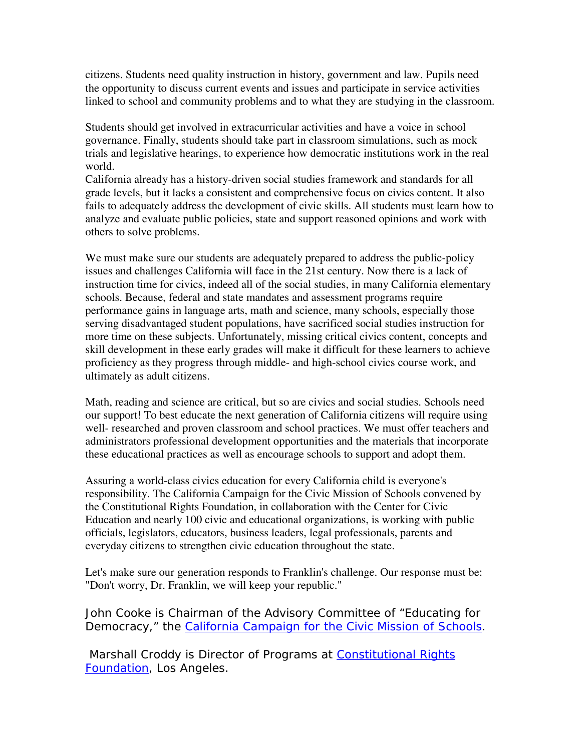citizens. Students need quality instruction in history, government and law. Pupils need the opportunity to discuss current events and issues and participate in service activities linked to school and community problems and to what they are studying in the classroom.

Students should get involved in extracurricular activities and have a voice in school governance. Finally, students should take part in classroom simulations, such as mock trials and legislative hearings, to experience how democratic institutions work in the real world.

California already has a history-driven social studies framework and standards for all grade levels, but it lacks a consistent and comprehensive focus on civics content. It also fails to adequately address the development of civic skills. All students must learn how to analyze and evaluate public policies, state and support reasoned opinions and work with others to solve problems.

We must make sure our students are adequately prepared to address the public-policy issues and challenges California will face in the 21st century. Now there is a lack of instruction time for civics, indeed all of the social studies, in many California elementary schools. Because, federal and state mandates and assessment programs require performance gains in language arts, math and science, many schools, especially those serving disadvantaged student populations, have sacrificed social studies instruction for more time on these subjects. Unfortunately, missing critical civics content, concepts and skill development in these early grades will make it difficult for these learners to achieve proficiency as they progress through middle- and high-school civics course work, and ultimately as adult citizens.

Math, reading and science are critical, but so are civics and social studies. Schools need our support! To best educate the next generation of California citizens will require using well- researched and proven classroom and school practices. We must offer teachers and administrators professional development opportunities and the materials that incorporate these educational practices as well as encourage schools to support and adopt them.

Assuring a world-class civics education for every California child is everyone's responsibility. The California Campaign for the Civic Mission of Schools convened by the Constitutional Rights Foundation, in collaboration with the Center for Civic Education and nearly 100 civic and educational organizations, is working with public officials, legislators, educators, business leaders, legal professionals, parents and everyday citizens to strengthen civic education throughout the state.

Let's make sure our generation responds to Franklin's challenge. Our response must be: "Don't worry, Dr. Franklin, we will keep your republic."

John Cooke is Chairman of the Advisory Committee of "Educating for Democracy," the California Campaign for the Civic Mission of Schools.

Marshall Croddy is Director of Programs at Constitutional Rights Foundation, Los Angeles.